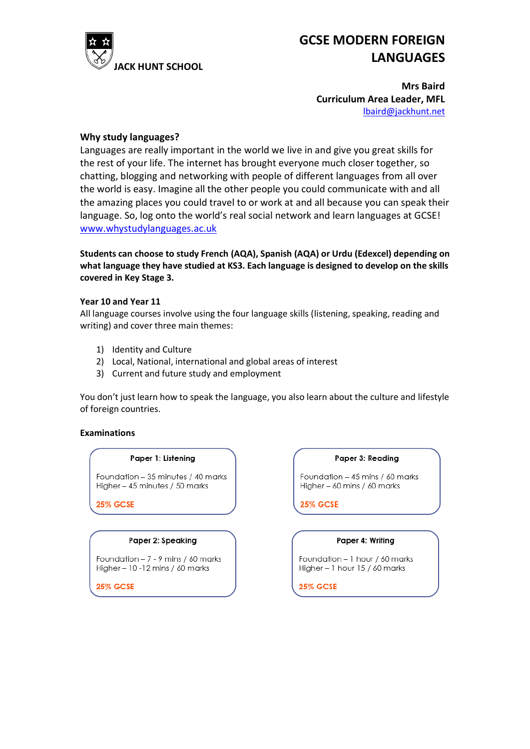JACK HUNT SCHOOL

# GCSE MODERN FOREIGN LANGUAGES

**Mrs Baird**
**Curriculum Area Leader, MFL**
lbaird@jackhunt.net

## Why study languages?

Languages are really important in the world we live in and give you great skills for the rest of your life. The internet has brought everyone much closer together, so chatting, blogging and networking with people of different languages from all over the world is easy. Imagine all the other people you could communicate with and all the amazing places you could travel to or work at and all because you can speak their language. So, log onto the world's real social network and learn languages at GCSE!
www.whystudylanguages.ac.uk

**Students can choose to study French (AQA), Spanish (AQA) or Urdu (Edexcel) depending on what language they have studied at KS3. Each language is designed to develop on the skills covered in Key Stage 3.**

## Year 10 and Year 11

All language courses involve using the four language skills (listening, speaking, reading and writing) and cover three main themes:

1) Identity and Culture
2) Local, National, international and global areas of interest
3) Current and future study and employment

You don't just learn how to speak the language, you also learn about the culture and lifestyle of foreign countries.

## Examinations

**Paper 1: Listening**

Foundation – 35 minutes / 40 marks
Higher – 45 minutes / 50 marks

**25% GCSE**

**Paper 2: Speaking**

Foundation – 7 - 9 mins / 60 marks
Higher – 10 -12 mins / 60 marks

**25% GCSE**

**Paper 3: Reading**

Foundation – 45 mins / 60 marks
Higher – 60 mins / 60 marks

**25% GCSE**

**Paper 4: Writing**

Foundation – 1 hour / 60 marks
Higher – 1 hour 15 / 60 marks

**25% GCSE**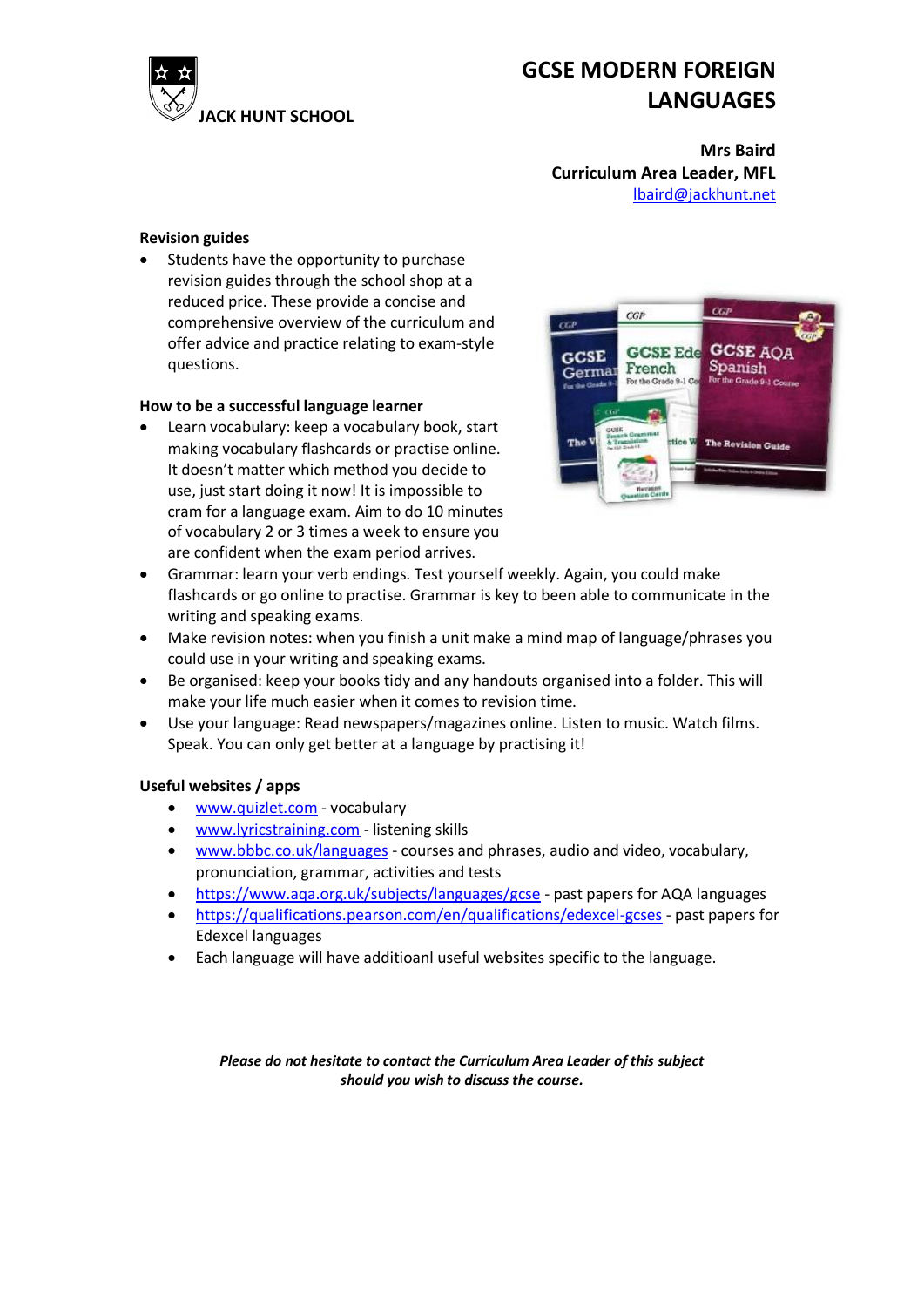JACK HUNT SCHOOL

# GCSE MODERN FOREIGN LANGUAGES

**Mrs Baird**
**Curriculum Area Leader, MFL**
lbaird@jackhunt.net

**Revision guides**

- Students have the opportunity to purchase revision guides through the school shop at a reduced price. These provide a concise and comprehensive overview of the curriculum and offer advice and practice relating to exam-style questions.

**How to be a successful language learner**

- Learn vocabulary: keep a vocabulary book, start making vocabulary flashcards or practise online. It doesn't matter which method you decide to use, just start doing it now! It is impossible to cram for a language exam. Aim to do 10 minutes of vocabulary 2 or 3 times a week to ensure you are confident when the exam period arrives.
- Grammar: learn your verb endings. Test yourself weekly. Again, you could make flashcards or go online to practise. Grammar is key to been able to communicate in the writing and speaking exams.
- Make revision notes: when you finish a unit make a mind map of language/phrases you could use in your writing and speaking exams.
- Be organised: keep your books tidy and any handouts organised into a folder. This will make your life much easier when it comes to revision time.
- Use your language: Read newspapers/magazines online. Listen to music. Watch films. Speak. You can only get better at a language by practising it!

**Useful websites / apps**

- www.quizlet.com - vocabulary
- www.lyricstraining.com - listening skills
- www.bbbc.co.uk/languages - courses and phrases, audio and video, vocabulary, pronunciation, grammar, activities and tests
- https://www.aqa.org.uk/subjects/languages/gcse - past papers for AQA languages
- https://qualifications.pearson.com/en/qualifications/edexcel-gcses - past papers for Edexcel languages
- Each language will have additioanl useful websites specific to the language.

***Please do not hesitate to contact the Curriculum Area Leader of this subject should you wish to discuss the course.***